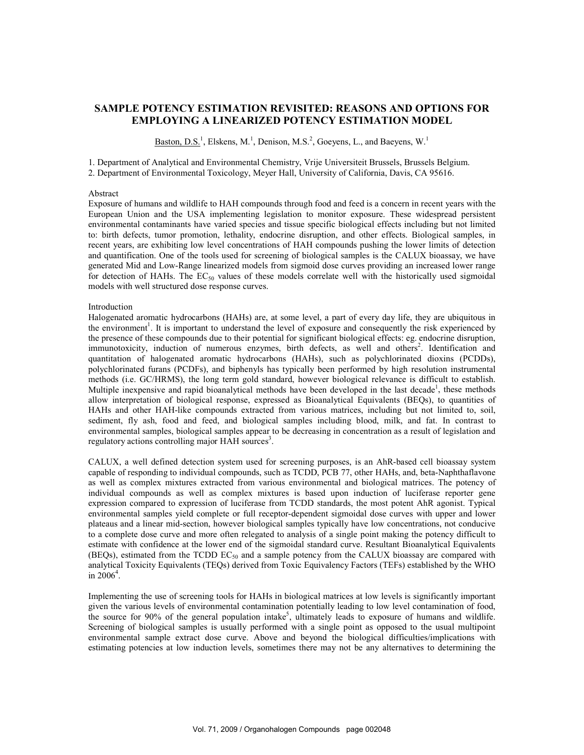# SAMPLE POTENCY ESTIMATION REVISITED: REASONS AND OPTIONS FOR EMPLOYING A LINEARIZED POTENCY ESTIMATION MODEL

Baston, D.S.[1], Elskens, M.[1], Denison, M.S.[2], Goeyens, L., and Baeyens, W.[1]

1. Department of Analytical and Environmental Chemistry, Vrije Universiteit Brussels, Brussels Belgium.
2. Department of Environmental Toxicology, Meyer Hall, University of California, Davis, CA 95616.

## Abstract

Exposure of humans and wildlife to HAH compounds through food and feed is a concern in recent years with the European Union and the USA implementing legislation to monitor exposure. These widespread persistent environmental contaminants have varied species and tissue specific biological effects including but not limited to: birth defects, tumor promotion, lethality, endocrine disruption, and other effects. Biological samples, in recent years, are exhibiting low level concentrations of HAH compounds pushing the lower limits of detection and quantification. One of the tools used for screening of biological samples is the CALUX bioassay, we have generated Mid and Low-Range linearized models from sigmoid dose curves providing an increased lower range for detection of HAHs. The $EC_{50}$ values of these models correlate well with the historically used sigmoidal models with well structured dose response curves.

## Introduction

Halogenated aromatic hydrocarbons (HAHs) are, at some level, a part of every day life, they are ubiquitous in the environment[1]. It is important to understand the level of exposure and consequently the risk experienced by the presence of these compounds due to their potential for significant biological effects: eg. endocrine disruption, immunotoxicity, induction of numerous enzymes, birth defects, as well and others[2]. Identification and quantitation of halogenated aromatic hydrocarbons (HAHs), such as polychlorinated dioxins (PCDDs), polychlorinated furans (PCDFs), and biphenyls has typically been performed by high resolution instrumental methods (i.e. GC/HRMS), the long term gold standard, however biological relevance is difficult to establish. Multiple inexpensive and rapid bioanalytical methods have been developed in the last decade[1], these methods allow interpretation of biological response, expressed as Bioanalytical Equivalents (BEQs), to quantities of HAHs and other HAH-like compounds extracted from various matrices, including but not limited to, soil, sediment, fly ash, food and feed, and biological samples including blood, milk, and fat. In contrast to environmental samples, biological samples appear to be decreasing in concentration as a result of legislation and regulatory actions controlling major HAH sources[3].

CALUX, a well defined detection system used for screening purposes, is an AhR-based cell bioassay system capable of responding to individual compounds, such as TCDD, PCB 77, other HAHs, and, beta-Naphthaflavone as well as complex mixtures extracted from various environmental and biological matrices. The potency of individual compounds as well as complex mixtures is based upon induction of luciferase reporter gene expression compared to expression of luciferase from TCDD standards, the most potent AhR agonist. Typical environmental samples yield complete or full receptor-dependent sigmoidal dose curves with upper and lower plateaus and a linear mid-section, however biological samples typically have low concentrations, not conducive to a complete dose curve and more often relegated to analysis of a single point making the potency difficult to estimate with confidence at the lower end of the sigmoidal standard curve. Resultant Bioanalytical Equivalents (BEQs), estimated from the TCDD $EC_{50}$ and a sample potency from the CALUX bioassay are compared with analytical Toxicity Equivalents (TEQs) derived from Toxic Equivalency Factors (TEFs) established by the WHO in 2006[4].

Implementing the use of screening tools for HAHs in biological matrices at low levels is significantly important given the various levels of environmental contamination potentially leading to low level contamination of food, the source for 90% of the general population intake[5], ultimately leads to exposure of humans and wildlife. Screening of biological samples is usually performed with a single point as opposed to the usual multipoint environmental sample extract dose curve. Above and beyond the biological difficulties/implications with estimating potencies at low induction levels, sometimes there may not be any alternatives to determining the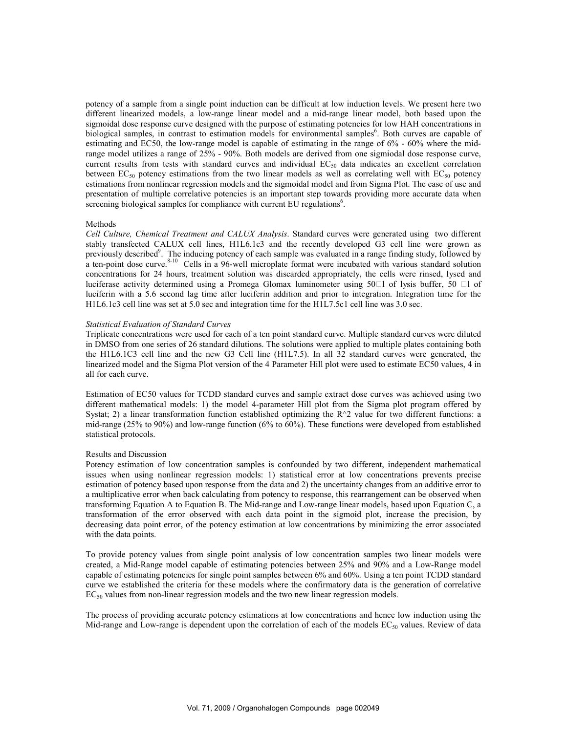potency of a sample from a single point induction can be difficult at low induction levels. We present here two different linearized models, a low-range linear model and a mid-range linear model, both based upon the sigmoidal dose response curve designed with the purpose of estimating potencies for low HAH concentrations in biological samples, in contrast to estimation models for environmental samples[6]. Both curves are capable of estimating and EC50, the low-range model is capable of estimating in the range of 6% - 60% where the mid-range model utilizes a range of 25% - 90%. Both models are derived from one sigmiodal dose response curve, current results from tests with standard curves and individual $EC_{50}$ data indicates an excellent correlation between $EC_{50}$ potency estimations from the two linear models as well as correlating well with $EC_{50}$ potency estimations from nonlinear regression models and the sigmoidal model and from Sigma Plot. The ease of use and presentation of multiple correlative potencies is an important step towards providing more accurate data when screening biological samples for compliance with current EU regulations[6].

## Methods

*Cell Culture, Chemical Treatment and CALUX Analysis*. Standard curves were generated using two different stably transfected CALUX cell lines, H1L6.1c3 and the recently developed G3 cell line were grown as previously described[9]. The inducing potency of each sample was evaluated in a range finding study, followed by a ten-point dose curve.[8-10] Cells in a 96-well microplate format were incubated with various standard solution concentrations for 24 hours, treatment solution was discarded appropriately, the cells were rinsed, lysed and luciferase activity determined using a Promega Glomax luminometer using 50□l of lysis buffer, 50 □l of luciferin with a 5.6 second lag time after luciferin addition and prior to integration. Integration time for the H1L6.1c3 cell line was set at 5.0 sec and integration time for the H1L7.5c1 cell line was 3.0 sec.

*Statistical Evaluation of Standard Curves*

Triplicate concentrations were used for each of a ten point standard curve. Multiple standard curves were diluted in DMSO from one series of 26 standard dilutions. The solutions were applied to multiple plates containing both the H1L6.1C3 cell line and the new G3 Cell line (H1L7.5). In all 32 standard curves were generated, the linearized model and the Sigma Plot version of the 4 Parameter Hill plot were used to estimate EC50 values, 4 in all for each curve.

Estimation of EC50 values for TCDD standard curves and sample extract dose curves was achieved using two different mathematical models: 1) the model 4-parameter Hill plot from the Sigma plot program offered by Systat; 2) a linear transformation function established optimizing the R^2 value for two different functions: a mid-range (25% to 90%) and low-range function (6% to 60%). These functions were developed from established statistical protocols.

## Results and Discussion

Potency estimation of low concentration samples is confounded by two different, independent mathematical issues when using nonlinear regression models: 1) statistical error at low concentrations prevents precise estimation of potency based upon response from the data and 2) the uncertainty changes from an additive error to a multiplicative error when back calculating from potency to response, this rearrangement can be observed when transforming Equation A to Equation B. The Mid-range and Low-range linear models, based upon Equation C, a transformation of the error observed with each data point in the sigmoid plot, increase the precision, by decreasing data point error, of the potency estimation at low concentrations by minimizing the error associated with the data points.

To provide potency values from single point analysis of low concentration samples two linear models were created, a Mid-Range model capable of estimating potencies between 25% and 90% and a Low-Range model capable of estimating potencies for single point samples between 6% and 60%. Using a ten point TCDD standard curve we established the criteria for these models where the confirmatory data is the generation of correlative $EC_{50}$ values from non-linear regression models and the two new linear regression models.

The process of providing accurate potency estimations at low concentrations and hence low induction using the Mid-range and Low-range is dependent upon the correlation of each of the models $EC_{50}$ values. Review of data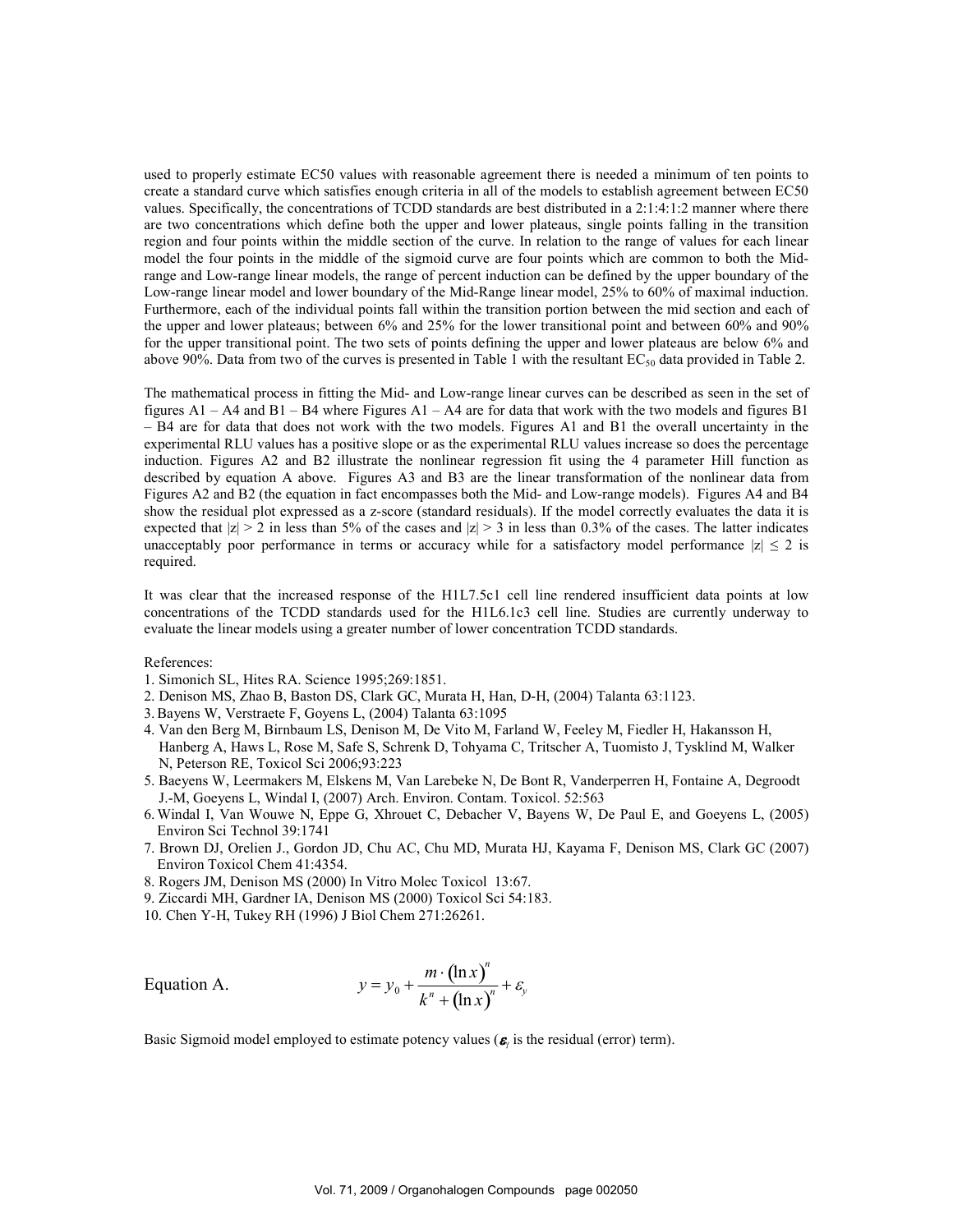used to properly estimate EC50 values with reasonable agreement there is needed a minimum of ten points to create a standard curve which satisfies enough criteria in all of the models to establish agreement between EC50 values. Specifically, the concentrations of TCDD standards are best distributed in a 2:1:4:1:2 manner where there are two concentrations which define both the upper and lower plateaus, single points falling in the transition region and four points within the middle section of the curve. In relation to the range of values for each linear model the four points in the middle of the sigmoid curve are four points which are common to both the Mid-range and Low-range linear models, the range of percent induction can be defined by the upper boundary of the Low-range linear model and lower boundary of the Mid-Range linear model, 25% to 60% of maximal induction. Furthermore, each of the individual points fall within the transition portion between the mid section and each of the upper and lower plateaus; between 6% and 25% for the lower transitional point and between 60% and 90% for the upper transitional point. The two sets of points defining the upper and lower plateaus are below 6% and above 90%. Data from two of the curves is presented in Table 1 with the resultant $EC_{50}$ data provided in Table 2.

The mathematical process in fitting the Mid- and Low-range linear curves can be described as seen in the set of figures A1 – A4 and B1 – B4 where Figures A1 – A4 are for data that work with the two models and figures B1 – B4 are for data that does not work with the two models. Figures A1 and B1 the overall uncertainty in the experimental RLU values has a positive slope or as the experimental RLU values increase so does the percentage induction. Figures A2 and B2 illustrate the nonlinear regression fit using the 4 parameter Hill function as described by equation A above. Figures A3 and B3 are the linear transformation of the nonlinear data from Figures A2 and B2 (the equation in fact encompasses both the Mid- and Low-range models). Figures A4 and B4 show the residual plot expressed as a z-score (standard residuals). If the model correctly evaluates the data it is expected that $|z| > 2$ in less than 5% of the cases and $|z| > 3$ in less than 0.3% of the cases. The latter indicates unacceptably poor performance in terms or accuracy while for a satisfactory model performance $|z| \leq 2$ is required.

It was clear that the increased response of the H1L7.5c1 cell line rendered insufficient data points at low concentrations of the TCDD standards used for the H1L6.1c3 cell line. Studies are currently underway to evaluate the linear models using a greater number of lower concentration TCDD standards.

References:

1. Simonich SL, Hites RA. Science 1995;269:1851.
2. Denison MS, Zhao B, Baston DS, Clark GC, Murata H, Han, D-H, (2004) Talanta 63:1123.
3. Bayens W, Verstraete F, Goyens L, (2004) Talanta 63:1095
4. Van den Berg M, Birnbaum LS, Denison M, De Vito M, Farland W, Feeley M, Fiedler H, Hakansson H, Hanberg A, Haws L, Rose M, Safe S, Schrenk D, Tohyama C, Tritscher A, Tuomisto J, Tysklind M, Walker N, Peterson RE, Toxicol Sci 2006;93:223
5. Baeyens W, Leermakers M, Elskens M, Van Larebeke N, De Bont R, Vanderperren H, Fontaine A, Degroodt J.-M, Goeyens L, Windal I, (2007) Arch. Environ. Contam. Toxicol. 52:563
6. Windal I, Van Wouwe N, Eppe G, Xhrouet C, Debacher V, Bayens W, De Paul E, and Goeyens L, (2005) Environ Sci Technol 39:1741
7. Brown DJ, Orelien J., Gordon JD, Chu AC, Chu MD, Murata HJ, Kayama F, Denison MS, Clark GC (2007) Environ Toxicol Chem 41:4354.
8. Rogers JM, Denison MS (2000) In Vitro Molec Toxicol 13:67.
9. Ziccardi MH, Gardner IA, Denison MS (2000) Toxicol Sci 54:183.
10. Chen Y-H, Tukey RH (1996) J Biol Chem 271:26261.

Equation A.

$$y = y_0 + \frac{m \cdot (\ln x)^n}{k^n + (\ln x)^n} + \varepsilon_y$$

Basic Sigmoid model employed to estimate potency values ($\boldsymbol{\varepsilon}_i$ is the residual (error) term).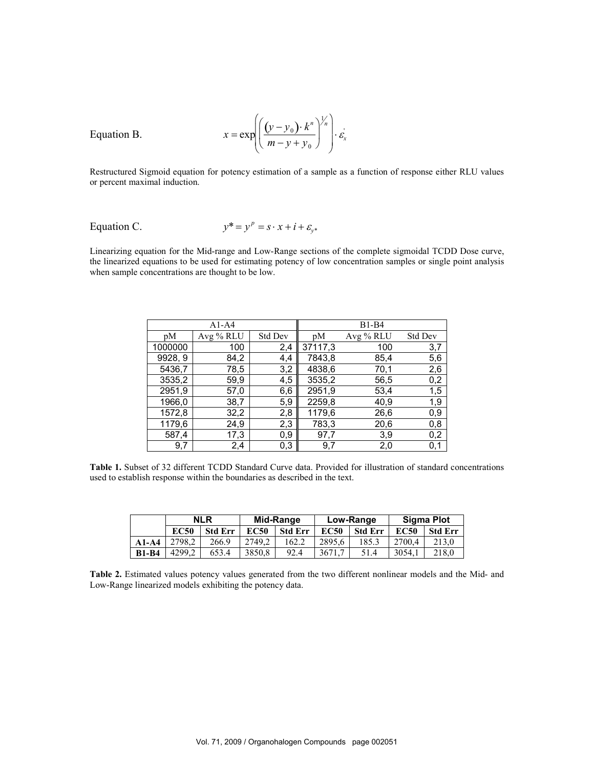Equation B.

$$x = \exp\left(\left(\frac{(y - y_0)\cdot k^n}{m - y + y_0}\right)^{1/n}\right)\cdot \varepsilon_x^{'}$$

Restructured Sigmoid equation for potency estimation of a sample as a function of response either RLU values or percent maximal induction.

Equation C.

$$y^* = y^p = s \cdot x + i + \varepsilon_{y^*}$$

Linearizing equation for the Mid-range and Low-Range sections of the complete sigmoidal TCDD Dose curve, the linearized equations to be used for estimating potency of low concentration samples or single point analysis when sample concentrations are thought to be low.

| A1-A4 | | | B1-B4 | | |
|---|---|---|---|---|---|
| pM | Avg % RLU | Std Dev | pM | Avg % RLU | Std Dev |
| 1000000 | 100 | 2,4 | 37117,3 | 100 | 3,7 |
| 9928, 9 | 84,2 | 4,4 | 7843,8 | 85,4 | 5,6 |
| 5436,7 | 78,5 | 3,2 | 4838,6 | 70,1 | 2,6 |
| 3535,2 | 59,9 | 4,5 | 3535,2 | 56,5 | 0,2 |
| 2951,9 | 57,0 | 6,6 | 2951,9 | 53,4 | 1,5 |
| 1966,0 | 38,7 | 5,9 | 2259,8 | 40,9 | 1,9 |
| 1572,8 | 32,2 | 2,8 | 1179,6 | 26,6 | 0,9 |
| 1179,6 | 24,9 | 2,3 | 783,3 | 20,6 | 0,8 |
| 587,4 | 17,3 | 0,9 | 97,7 | 3,9 | 0,2 |
| 9,7 | 2,4 | 0,3 | 9,7 | 2,0 | 0,1 |

**Table 1.** Subset of 32 different TCDD Standard Curve data. Provided for illustration of standard concentrations used to establish response within the boundaries as described in the text.

| | NLR | | Mid-Range | | Low-Range | | Sigma Plot | |
|---|---|---|---|---|---|---|---|---|
| | EC50 | Std Err | EC50 | Std Err | EC50 | Std Err | EC50 | Std Err |
| **A1-A4** | 2798,2 | 266.9 | 2749,2 | 162.2 | 2895,6 | 185.3 | 2700,4 | 213,0 |
| **B1-B4** | 4299,2 | 653.4 | 3850,8 | 92.4 | 3671,7 | 51.4 | 3054,1 | 218,0 |

**Table 2.** Estimated values potency values generated from the two different nonlinear models and the Mid- and Low-Range linearized models exhibiting the potency data.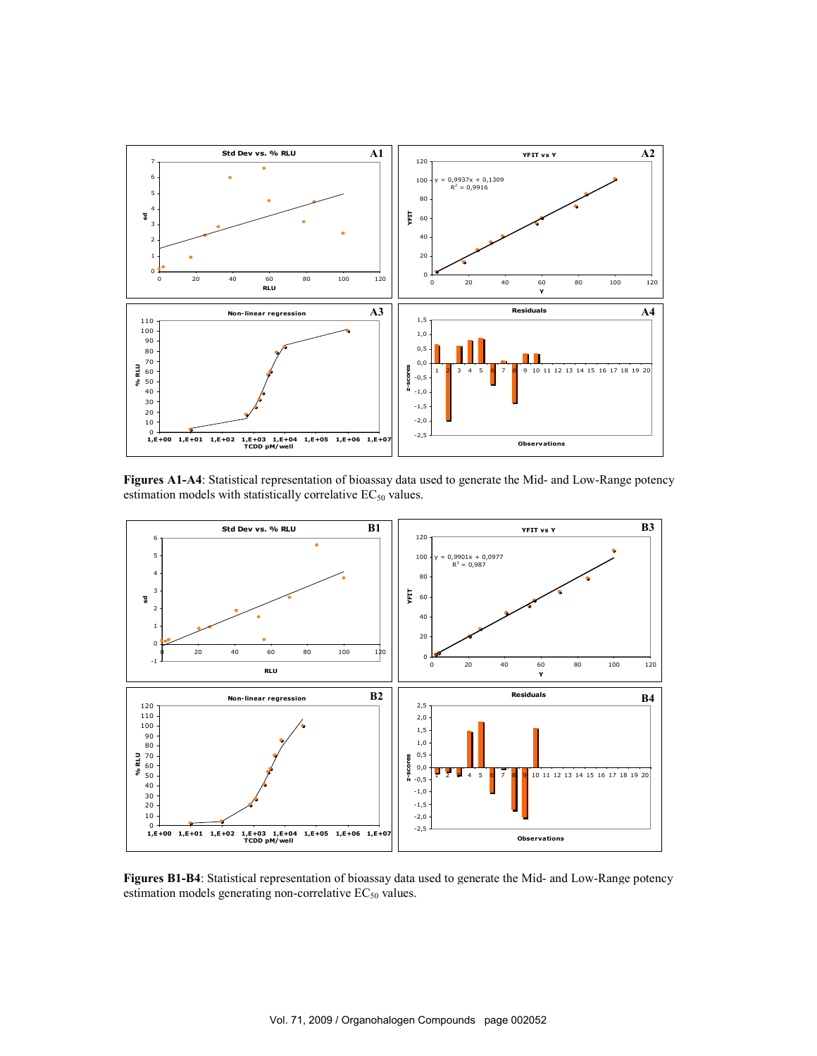Std Dev vs. % RLU

A1

sd

RLU

YFIT vs Y

A2

y = 0,9937x + 0,1309
$R^2$ = 0,9916

YFIT

Y

Non-linear regression

A3

% RLU

TCDD pM/well

Residuals

A4

z-scores

Observations

**Figures A1-A4**: Statistical representation of bioassay data used to generate the Mid- and Low-Range potency estimation models with statistically correlative $EC_{50}$ values.

Std Dev vs. % RLU

B1

sd

RLU

YFIT vs Y

B3

y = 0,9901x + 0,0977
$R^2$ = 0,987

YFIT

Y

Non-linear regression

B2

% RLU

TCDD pM/well

Residuals

B4

z-scores

Observations

**Figures B1-B4**: Statistical representation of bioassay data used to generate the Mid- and Low-Range potency estimation models generating non-correlative $EC_{50}$ values.